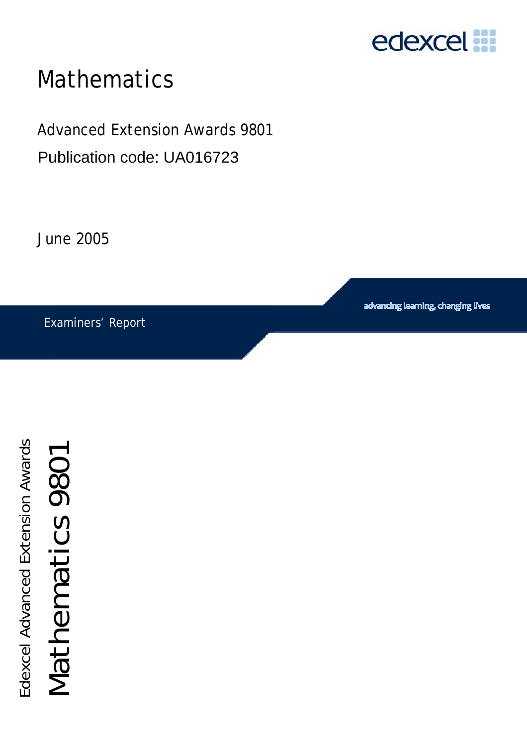edexcel

# Mathematics

Advanced Extension Awards 9801

Publication code: UA016723

June 2005

Examiners' Report

advancing learning, changing lives

Edexcel Advanced Extension Awards

Mathematics 9801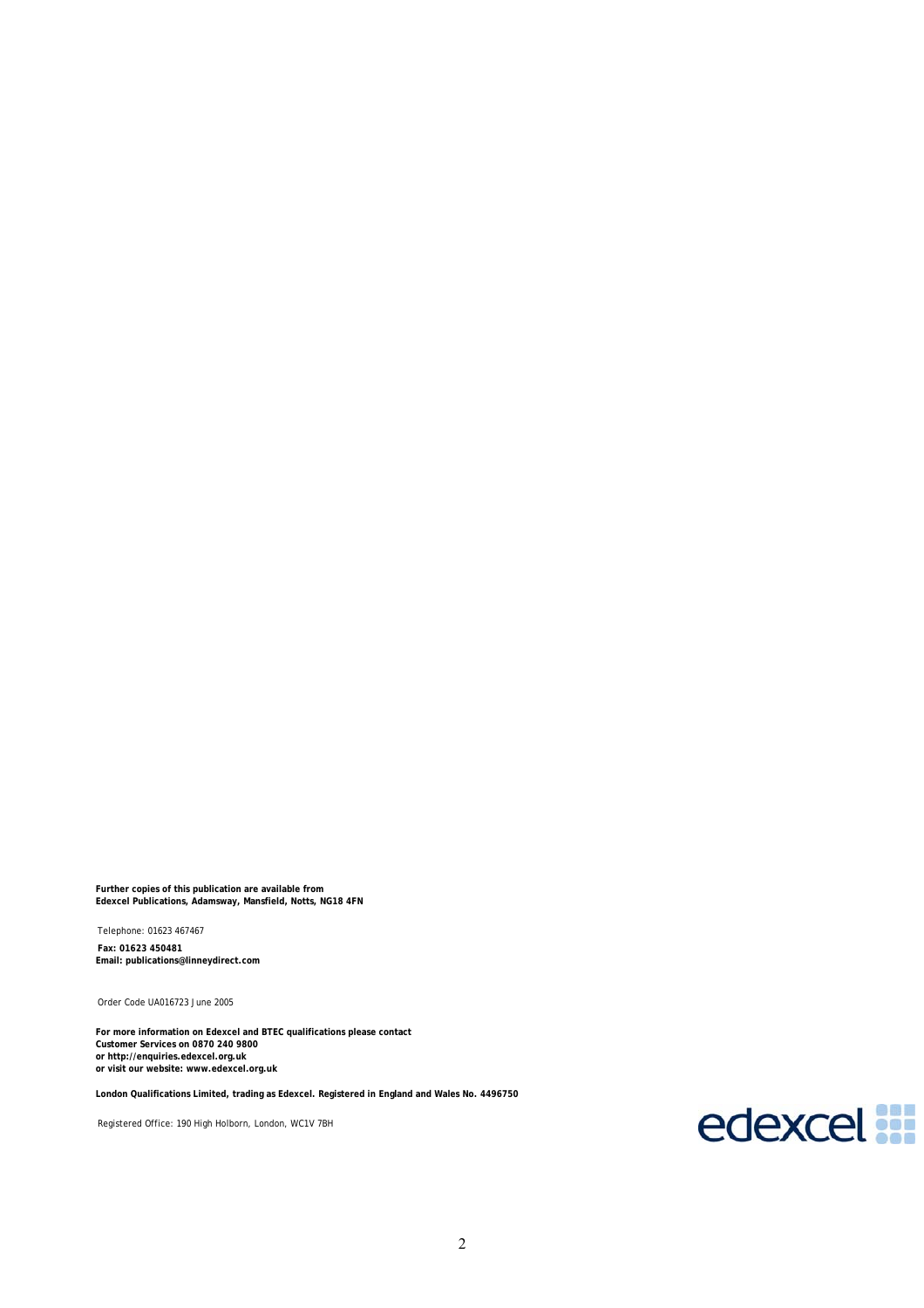**Further copies of this publication are available from**
**Edexcel Publications, Adamsway, Mansfield, Notts, NG18 4FN**

Telephone: 01623 467467
**Fax: 01623 450481**
**Email: publications@linneydirect.com**

Order Code UA016723 June 2005

**For more information on Edexcel and BTEC qualifications please contact**
**Customer Services on 0870 240 9800**
**or http://enquiries.edexcel.org.uk**
**or visit our website: www.edexcel.org.uk**

**London Qualifications Limited, trading as Edexcel. Registered in England and Wales No. 4496750**

Registered Office: 190 High Holborn, London, WC1V 7BH

edexcel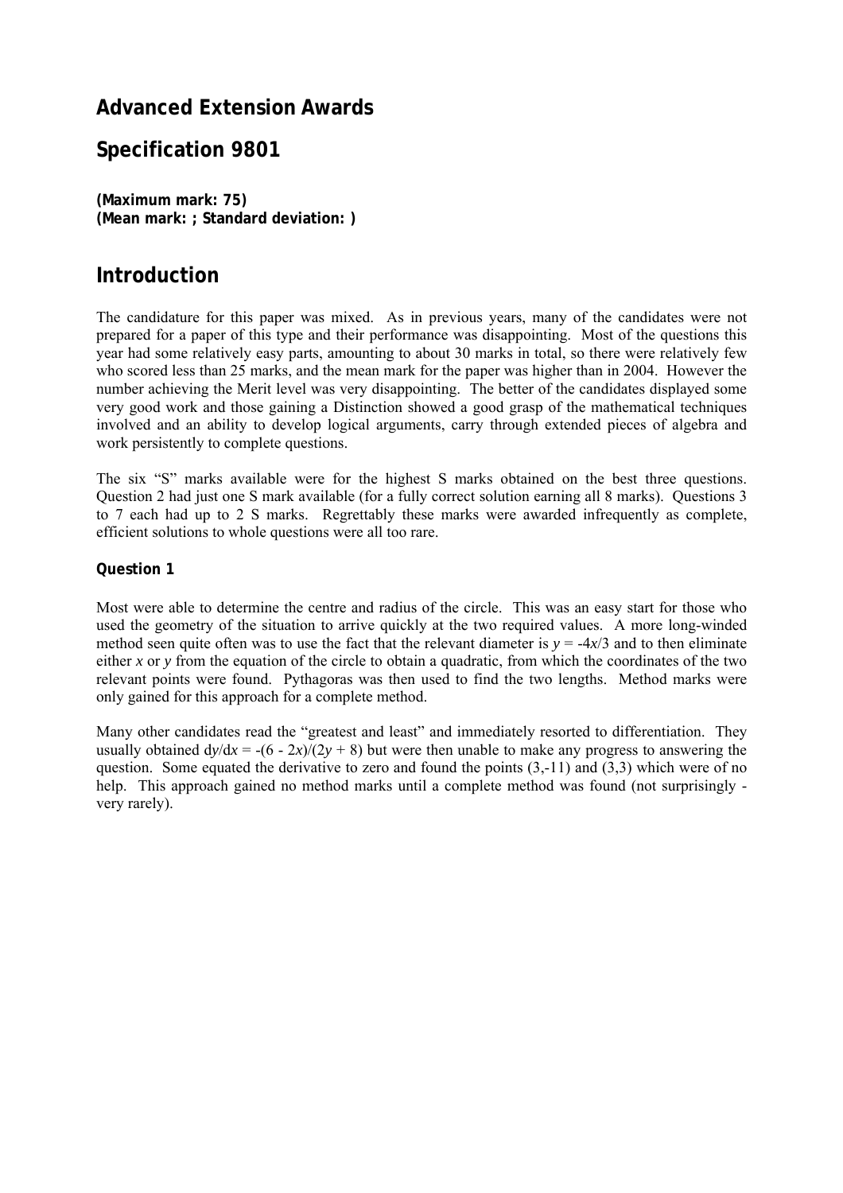## Advanced Extension Awards

## Specification 9801

**(Maximum mark: 75)**
**(Mean mark: ; Standard deviation: )**

## Introduction

The candidature for this paper was mixed. As in previous years, many of the candidates were not prepared for a paper of this type and their performance was disappointing. Most of the questions this year had some relatively easy parts, amounting to about 30 marks in total, so there were relatively few who scored less than 25 marks, and the mean mark for the paper was higher than in 2004. However the number achieving the Merit level was very disappointing. The better of the candidates displayed some very good work and those gaining a Distinction showed a good grasp of the mathematical techniques involved and an ability to develop logical arguments, carry through extended pieces of algebra and work persistently to complete questions.

The six "S" marks available were for the highest S marks obtained on the best three questions. Question 2 had just one S mark available (for a fully correct solution earning all 8 marks). Questions 3 to 7 each had up to 2 S marks. Regrettably these marks were awarded infrequently as complete, efficient solutions to whole questions were all too rare.

### Question 1

Most were able to determine the centre and radius of the circle. This was an easy start for those who used the geometry of the situation to arrive quickly at the two required values. A more long-winded method seen quite often was to use the fact that the relevant diameter is $y = -4x/3$ and to then eliminate either $x$ or $y$ from the equation of the circle to obtain a quadratic, from which the coordinates of the two relevant points were found. Pythagoras was then used to find the two lengths. Method marks were only gained for this approach for a complete method.

Many other candidates read the "greatest and least" and immediately resorted to differentiation. They usually obtained $dy/dx = -(6 - 2x)/(2y + 8)$ but were then unable to make any progress to answering the question. Some equated the derivative to zero and found the points (3,-11) and (3,3) which were of no help. This approach gained no method marks until a complete method was found (not surprisingly - very rarely).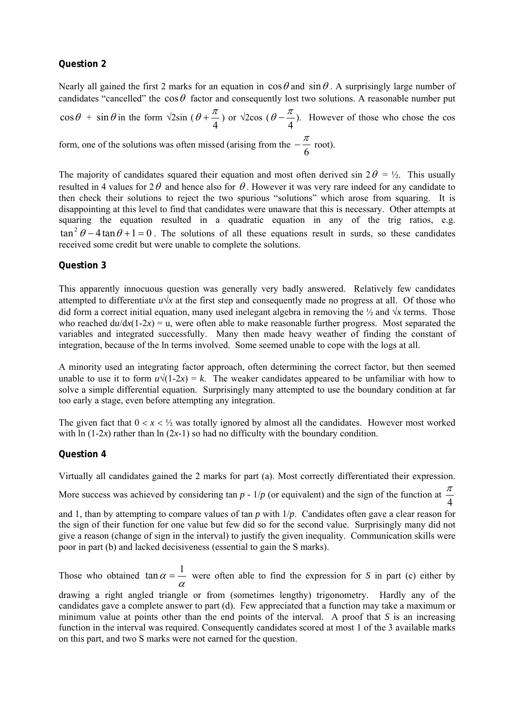### Question 2

Nearly all gained the first 2 marks for an equation in $\cos\theta$ and $\sin\theta$. A surprisingly large number of candidates "cancelled" the $\cos\theta$ factor and consequently lost two solutions. A reasonable number put $\cos\theta + \sin\theta$ in the form $\sqrt{2}\sin(\theta + \frac{\pi}{4})$ or $\sqrt{2}\cos(\theta - \frac{\pi}{4})$. However of those who chose the cos form, one of the solutions was often missed (arising from the $-\frac{\pi}{6}$ root).

The majority of candidates squared their equation and most often derived $\sin 2\theta = \frac{1}{2}$. This usually resulted in 4 values for $2\theta$ and hence also for $\theta$. However it was very rare indeed for any candidate to then check their solutions to reject the two spurious "solutions" which arose from squaring. It is disappointing at this level to find that candidates were unaware that this is necessary. Other attempts at squaring the equation resulted in a quadratic equation in any of the trig ratios, e.g. $\tan^2\theta - 4\tan\theta + 1 = 0$. The solutions of all these equations result in surds, so these candidates received some credit but were unable to complete the solutions.

### Question 3

This apparently innocuous question was generally very badly answered. Relatively few candidates attempted to differentiate $u\sqrt{x}$ at the first step and consequently made no progress at all. Of those who did form a correct initial equation, many used inelegant algebra in removing the ½ and $\sqrt{x}$ terms. Those who reached $du/dx(1-2x) = u$, were often able to make reasonable further progress. Most separated the variables and integrated successfully. Many then made heavy weather of finding the constant of integration, because of the ln terms involved. Some seemed unable to cope with the logs at all.

A minority used an integrating factor approach, often determining the correct factor, but then seemed unable to use it to form $u\sqrt{(1-2x)} = k$. The weaker candidates appeared to be unfamiliar with how to solve a simple differential equation. Surprisingly many attempted to use the boundary condition at far too early a stage, even before attempting any integration.

The given fact that $0 < x < \frac{1}{2}$ was totally ignored by almost all the candidates. However most worked with $\ln(1-2x)$ rather than $\ln(2x-1)$ so had no difficulty with the boundary condition.

### Question 4

Virtually all candidates gained the 2 marks for part (a). Most correctly differentiated their expression. More success was achieved by considering $\tan p - 1/p$ (or equivalent) and the sign of the function at $\frac{\pi}{4}$ and 1, than by attempting to compare values of $\tan p$ with $1/p$. Candidates often gave a clear reason for the sign of their function for one value but few did so for the second value. Surprisingly many did not give a reason (change of sign in the interval) to justify the given inequality. Communication skills were poor in part (b) and lacked decisiveness (essential to gain the S marks).

Those who obtained $\tan\alpha = \frac{1}{\alpha}$ were often able to find the expression for $S$ in part (c) either by drawing a right angled triangle or from (sometimes lengthy) trigonometry. Hardly any of the candidates gave a complete answer to part (d). Few appreciated that a function may take a maximum or minimum value at points other than the end points of the interval. A proof that $S$ is an increasing function in the interval was required. Consequently candidates scored at most 1 of the 3 available marks on this part, and two S marks were not earned for the question.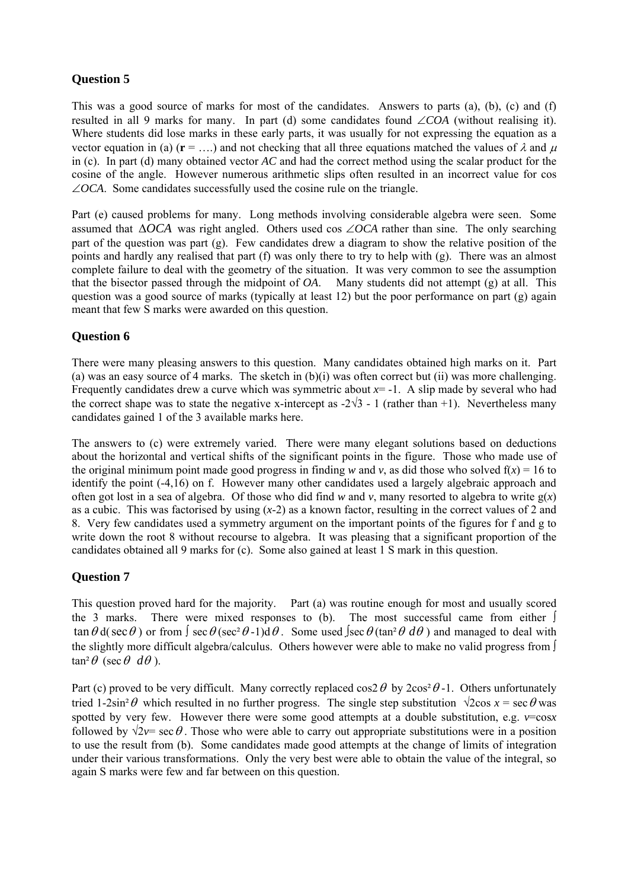## Question 5

This was a good source of marks for most of the candidates. Answers to parts (a), (b), (c) and (f) resulted in all 9 marks for many. In part (d) some candidates found $\angle COA$ (without realising it). Where students did lose marks in these early parts, it was usually for not expressing the equation as a vector equation in (a) (**r** = ….) and not checking that all three equations matched the values of $\lambda$ and $\mu$ in (c). In part (d) many obtained vector *AC* and had the correct method using the scalar product for the cosine of the angle. However numerous arithmetic slips often resulted in an incorrect value for cos $\angle OCA$. Some candidates successfully used the cosine rule on the triangle.

Part (e) caused problems for many. Long methods involving considerable algebra were seen. Some assumed that $\Delta OCA$ was right angled. Others used cos $\angle OCA$ rather than sine. The only searching part of the question was part (g). Few candidates drew a diagram to show the relative position of the points and hardly any realised that part (f) was only there to try to help with (g). There was an almost complete failure to deal with the geometry of the situation. It was very common to see the assumption that the bisector passed through the midpoint of *OA*. Many students did not attempt (g) at all. This question was a good source of marks (typically at least 12) but the poor performance on part (g) again meant that few S marks were awarded on this question.

## Question 6

There were many pleasing answers to this question. Many candidates obtained high marks on it. Part (a) was an easy source of 4 marks. The sketch in (b)(i) was often correct but (ii) was more challenging. Frequently candidates drew a curve which was symmetric about $x = -1$. A slip made by several who had the correct shape was to state the negative x-intercept as $-2\sqrt{3} - 1$ (rather than +1). Nevertheless many candidates gained 1 of the 3 available marks here.

The answers to (c) were extremely varied. There were many elegant solutions based on deductions about the horizontal and vertical shifts of the significant points in the figure. Those who made use of the original minimum point made good progress in finding *w* and *v*, as did those who solved $f(x) = 16$ to identify the point (-4,16) on f. However many other candidates used a largely algebraic approach and often got lost in a sea of algebra. Of those who did find *w* and *v*, many resorted to algebra to write $g(x)$ as a cubic. This was factorised by using $(x-2)$ as a known factor, resulting in the correct values of 2 and 8. Very few candidates used a symmetry argument on the important points of the figures for f and g to write down the root 8 without recourse to algebra. It was pleasing that a significant proportion of the candidates obtained all 9 marks for (c). Some also gained at least 1 S mark in this question.

## Question 7

This question proved hard for the majority. Part (a) was routine enough for most and usually scored the 3 marks. There were mixed responses to (b). The most successful came from either $\int \tan\theta \, d(\sec\theta)$ or from $\int \sec\theta(\sec^2\theta - 1)d\theta$. Some used $\int \sec\theta(\tan^2\theta \, d\theta)$ and managed to deal with the slightly more difficult algebra/calculus. Others however were able to make no valid progress from $\int \tan^2\theta \, (\sec\theta \, d\theta)$.

Part (c) proved to be very difficult. Many correctly replaced $\cos 2\theta$ by $2\cos^2\theta - 1$. Others unfortunately tried $1 - 2\sin^2\theta$ which resulted in no further progress. The single step substitution $\sqrt{2}\cos x = \sec\theta$ was spotted by very few. However there were some good attempts at a double substitution, e.g. $v = \cos x$ followed by $\sqrt{2}v = \sec\theta$. Those who were able to carry out appropriate substitutions were in a position to use the result from (b). Some candidates made good attempts at the change of limits of integration under their various transformations. Only the very best were able to obtain the value of the integral, so again S marks were few and far between on this question.